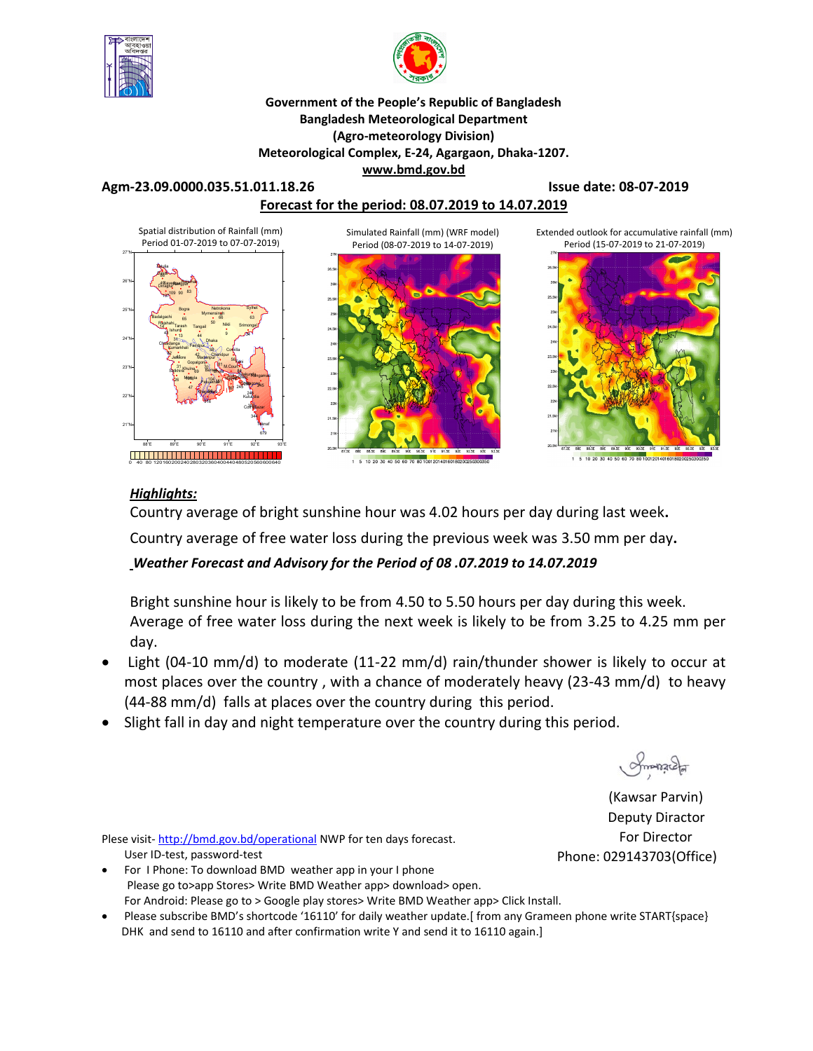**Government of the People's Republic of Bangladesh**
**Bangladesh Meteorological Department**
**(Agro-meteorology Division)**
**Meteorological Complex, E-24, Agargaon, Dhaka-1207.**
**www.bmd.gov.bd**

**Agm-23.09.0000.035.51.011.18.26** **Issue date: 08-07-2019**

**Forecast for the period: 08.07.2019 to 14.07.2019**

Spatial distribution of Rainfall (mm) Period 01-07-2019 to 07-07-2019)

Simulated Rainfall (mm) (WRF model) Period (08-07-2019 to 14-07-2019)

Extended outlook for accumulative rainfall (mm) Period (15-07-2019 to 21-07-2019)

***Highlights:***

Country average of bright sunshine hour was 4.02 hours per day during last week**.**

Country average of free water loss during the previous week was 3.50 mm per day**.**

***Weather Forecast and Advisory for the Period of 08 .07.2019 to 14.07.2019***

Bright sunshine hour is likely to be from 4.50 to 5.50 hours per day during this week.
Average of free water loss during the next week is likely to be from 3.25 to 4.25 mm per day.

- Light (04-10 mm/d) to moderate (11-22 mm/d) rain/thunder shower is likely to occur at most places over the country , with a chance of moderately heavy (23-43 mm/d) to heavy (44-88 mm/d) falls at places over the country during this period.
- Slight fall in day and night temperature over the country during this period.

(Kawsar Parvin)
Deputy Diractor
For Director
Phone: 029143703(Office)

Plese visit- http://bmd.gov.bd/operational NWP for ten days forecast.
User ID-test, password-test

- For I Phone: To download BMD weather app in your I phone
  Please go to>app Stores> Write BMD Weather app> download> open.
  For Android: Please go to > Google play stores> Write BMD Weather app> Click Install.
- Please subscribe BMD's shortcode '16110' for daily weather update.[ from any Grameen phone write START{space} DHK and send to 16110 and after confirmation write Y and send it to 16110 again.]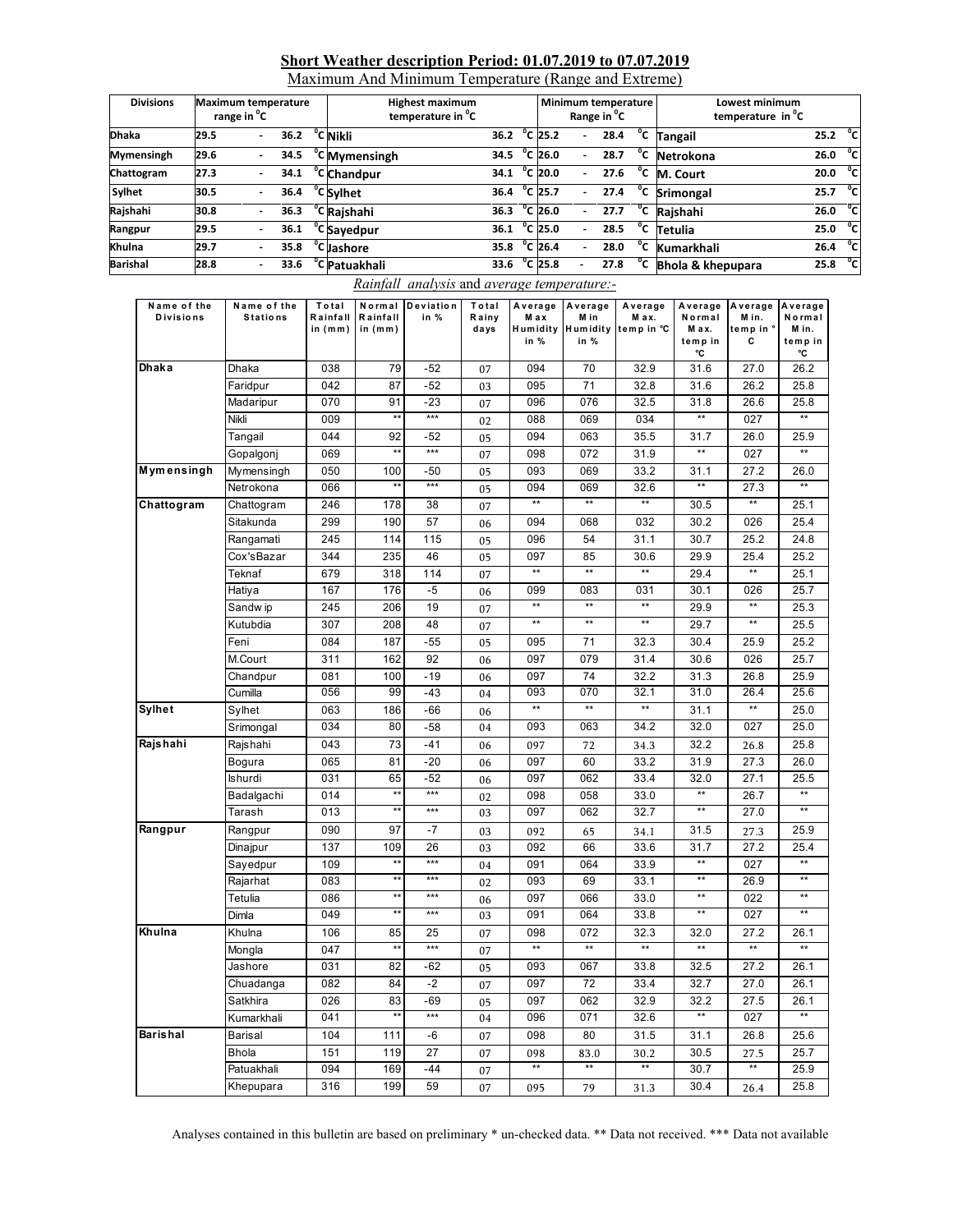## Short Weather description Period: 01.07.2019 to 07.07.2019

Maximum And Minimum Temperature (Range and Extreme)

| Divisions | Maximum temperature range in °C | Highest maximum temperature in °C | | Minimum temperature Range in °C | Lowest minimum temperature in °C | |
|---|---|---|---|---|---|---|
| Dhaka | 29.5 - 36.2 °C | Nikli | 36.2 °C | 25.2 - 28.4 °C | Tangail | 25.2 °C |
| Mymensingh | 29.6 - 34.5 °C | Mymensingh | 34.5 °C | 26.0 - 28.7 °C | Netrokona | 26.0 °C |
| Chattogram | 27.3 - 34.1 °C | Chandpur | 34.1 °C | 20.0 - 27.6 °C | M. Court | 20.0 °C |
| Sylhet | 30.5 - 36.4 °C | Sylhet | 36.4 °C | 25.7 - 27.4 °C | Srimongal | 25.7 °C |
| Rajshahi | 30.8 - 36.3 °C | Rajshahi | 36.3 °C | 26.0 - 27.7 °C | Rajshahi | 26.0 °C |
| Rangpur | 29.5 - 36.1 °C | Sayedpur | 36.1 °C | 25.0 - 28.5 °C | Tetulia | 25.0 °C |
| Khulna | 29.7 - 35.8 °C | Jashore | 35.8 °C | 26.4 - 28.0 °C | Kumarkhali | 26.4 °C |
| Barishal | 28.8 - 33.6 °C | Patuakhali | 33.6 °C | 25.8 - 27.8 °C | Bhola & khepupara | 25.8 °C |

*Rainfall analysis* and *average temperature:-*

| Name of the Divisions | Name of the Stations | Total Rainfall in (mm) | Normal Rainfall in (mm) | Deviation in % | Total Rainy days | Average Max Humidity in % | Average Min Humidity in % | Average Max. temp in °C | Average Normal Max. temp in °C | Average Min. temp in °C | Average Normal Min. temp in °C |
|---|---|---|---|---|---|---|---|---|---|---|---|
| Dhaka | Dhaka | 038 | 79 | -52 | 07 | 094 | 70 | 32.9 | 31.6 | 27.0 | 26.2 |
| | Faridpur | 042 | 87 | -52 | 03 | 095 | 71 | 32.8 | 31.6 | 26.2 | 25.8 |
| | Madaripur | 070 | 91 | -23 | 07 | 096 | 076 | 32.5 | 31.8 | 26.6 | 25.8 |
| | Nikli | 009 | ** | *** | 02 | 088 | 069 | 034 | ** | 027 | ** |
| | Tangail | 044 | 92 | -52 | 05 | 094 | 063 | 35.5 | 31.7 | 26.0 | 25.9 |
| | Gopalgonj | 069 | ** | *** | 07 | 098 | 072 | 31.9 | ** | 027 | ** |
| Mymensingh | Mymensingh | 050 | 100 | -50 | 05 | 093 | 069 | 33.2 | 31.1 | 27.2 | 26.0 |
| | Netrokona | 066 | ** | *** | 05 | 094 | 069 | 32.6 | ** | 27.3 | ** |
| Chattogram | Chattogram | 246 | 178 | 38 | 07 | ** | ** | ** | 30.5 | ** | 25.1 |
| | Sitakunda | 299 | 190 | 57 | 06 | 094 | 068 | 032 | 30.2 | 026 | 25.4 |
| | Rangamati | 245 | 114 | 115 | 05 | 096 | 54 | 31.1 | 30.7 | 25.2 | 24.8 |
| | Cox'sBazar | 344 | 235 | 46 | 05 | 097 | 85 | 30.6 | 29.9 | 25.4 | 25.2 |
| | Teknaf | 679 | 318 | 114 | 07 | ** | ** | ** | 29.4 | ** | 25.1 |
| | Hatiya | 167 | 176 | -5 | 06 | 099 | 083 | 031 | 30.1 | 026 | 25.7 |
| | Sandwip | 245 | 206 | 19 | 07 | ** | ** | ** | 29.9 | ** | 25.3 |
| | Kutubdia | 307 | 208 | 48 | 07 | ** | ** | ** | 29.7 | ** | 25.5 |
| | Feni | 084 | 187 | -55 | 05 | 095 | 71 | 32.3 | 30.4 | 25.9 | 25.2 |
| | M.Court | 311 | 162 | 92 | 06 | 097 | 079 | 31.4 | 30.6 | 026 | 25.7 |
| | Chandpur | 081 | 100 | -19 | 06 | 097 | 74 | 32.2 | 31.3 | 26.8 | 25.9 |
| | Cumilla | 056 | 99 | -43 | 04 | 093 | 070 | 32.1 | 31.0 | 26.4 | 25.6 |
| Sylhet | Sylhet | 063 | 186 | -66 | 06 | ** | ** | ** | 31.1 | ** | 25.0 |
| | Srimongal | 034 | 80 | -58 | 04 | 093 | 063 | 34.2 | 32.0 | 027 | 25.0 |
| Rajshahi | Rajshahi | 043 | 73 | -41 | 06 | 097 | 72 | 34.3 | 32.2 | 26.8 | 25.8 |
| | Bogura | 065 | 81 | -20 | 06 | 097 | 60 | 33.2 | 31.9 | 27.3 | 26.0 |
| | Ishurdi | 031 | 65 | -52 | 06 | 097 | 062 | 33.4 | 32.0 | 27.1 | 25.5 |
| | Badalgachi | 014 | ** | *** | 02 | 098 | 058 | 33.0 | ** | 26.7 | ** |
| | Tarash | 013 | ** | *** | 03 | 097 | 062 | 32.7 | ** | 27.0 | ** |
| Rangpur | Rangpur | 090 | 97 | -7 | 03 | 092 | 65 | 34.1 | 31.5 | 27.3 | 25.9 |
| | Dinajpur | 137 | 109 | 26 | 03 | 092 | 66 | 33.6 | 31.7 | 27.2 | 25.4 |
| | Sayedpur | 109 | ** | *** | 04 | 091 | 064 | 33.9 | ** | 027 | ** |
| | Rajarhat | 083 | ** | *** | 02 | 093 | 69 | 33.1 | ** | 26.9 | ** |
| | Tetulia | 086 | ** | *** | 06 | 097 | 066 | 33.0 | ** | 022 | ** |
| | Dimla | 049 | ** | *** | 03 | 091 | 064 | 33.8 | ** | 027 | ** |
| Khulna | Khulna | 106 | 85 | 25 | 07 | 098 | 072 | 32.3 | 32.0 | 27.2 | 26.1 |
| | Mongla | 047 | ** | *** | 07 | ** | ** | ** | ** | ** | ** |
| | Jashore | 031 | 82 | -62 | 05 | 093 | 067 | 33.8 | 32.5 | 27.2 | 26.1 |
| | Chuadanga | 082 | 84 | -2 | 07 | 097 | 72 | 33.4 | 32.7 | 27.0 | 26.1 |
| | Satkhira | 026 | 83 | -69 | 05 | 097 | 062 | 32.9 | 32.2 | 27.5 | 26.1 |
| | Kumarkhali | 041 | ** | *** | 04 | 096 | 071 | 32.6 | ** | 027 | ** |
| Barishal | Barisal | 104 | 111 | -6 | 07 | 098 | 80 | 31.5 | 31.1 | 26.8 | 25.6 |
| | Bhola | 151 | 119 | 27 | 07 | 098 | 83.0 | 30.2 | 30.5 | 27.5 | 25.7 |
| | Patuakhali | 094 | 169 | -44 | 07 | ** | ** | ** | 30.7 | ** | 25.9 |
| | Khepupara | 316 | 199 | 59 | 07 | 095 | 79 | 31.3 | 30.4 | 26.4 | 25.8 |

Analyses contained in this bulletin are based on preliminary * un-checked data. ** Data not received. *** Data not available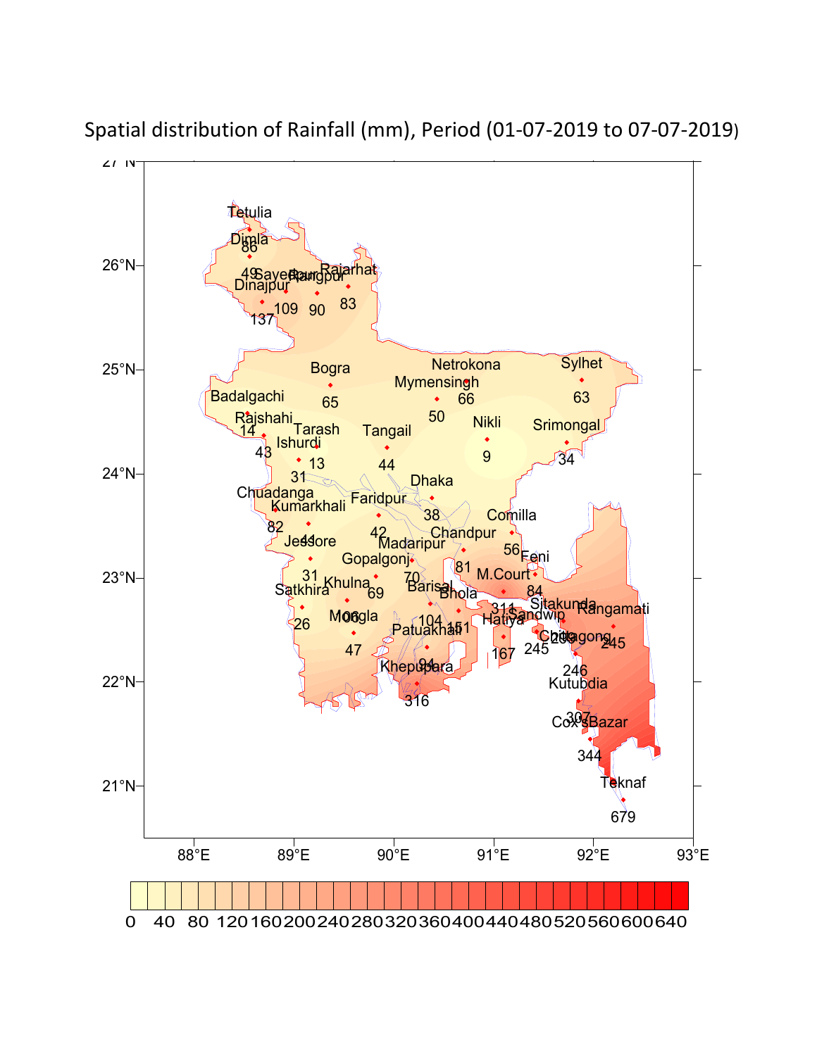# Spatial distribution of Rainfall (mm), Period (01-07-2019 to 07-07-2019)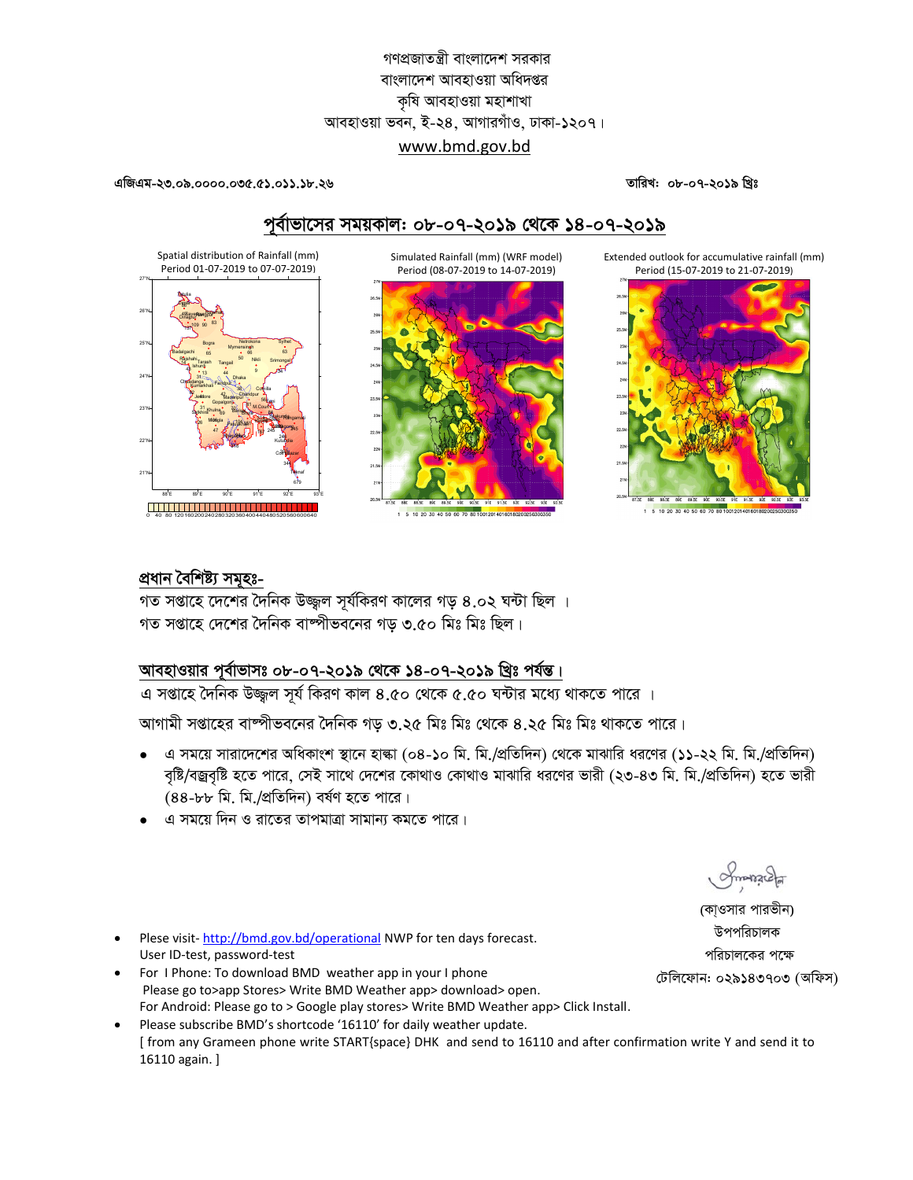গণপ্রজাতন্ত্রী বাংলাদেশ সরকার
বাংলাদেশ আবহাওয়া অধিদপ্তর
কৃষি আবহাওয়া মহাশাখা
আবহাওয়া ভবন, ই-২৪, আগারগাঁও, ঢাকা-১২০৭।
www.bmd.gov.bd

**এজিএম-২৩.০৯.০০০০.০৩৫.৫১.০১১.১৮.২৬** **তারিখ: ০৮-০৭-২০১৯ খ্রিঃ**

## পূর্বাভাসের সময়কাল: ০৮-০৭-২০১৯ থেকে ১৪-০৭-২০১৯

Spatial distribution of Rainfall (mm) Period 01-07-2019 to 07-07-2019)

Simulated Rainfall (mm) (WRF model) Period (08-07-2019 to 14-07-2019)

Extended outlook for accumulative rainfall (mm) Period (15-07-2019 to 21-07-2019)

### প্রধান বৈশিষ্ট্য সমূহঃ-

গত সপ্তাহে দেশের দৈনিক উজ্জ্বল সূর্যকিরণ কালের গড় ৪.০২ ঘন্টা ছিল ।
গত সপ্তাহে দেশের দৈনিক বাষ্পীভবনের গড় ৩.৫০ মিঃ মিঃ ছিল।

### আবহাওয়ার পূর্বাভাসঃ ০৮-০৭-২০১৯ থেকে ১৪-০৭-২০১৯ খ্রিঃ পর্যন্ত।

এ সপ্তাহে দৈনিক উজ্জ্বল সূর্য কিরণ কাল ৪.৫০ থেকে ৫.৫০ ঘন্টার মধ্যে থাকতে পারে ।

আগামী সপ্তাহের বাষ্পীভবনের দৈনিক গড় ৩.২৫ মিঃ মিঃ থেকে ৪.২৫ মিঃ মিঃ থাকতে পারে।

- এ সময়ে সারাদেশের অধিকাংশ স্থানে হাল্কা (০৪-১০ মি. মি./প্রতিদিন) থেকে মাঝারি ধরণের (১১-২২ মি. মি./প্রতিদিন) বৃষ্টি/বজ্রবৃষ্টি হতে পারে, সেই সাথে দেশের কোথাও কোথাও মাঝারি ধরণের ভারী (২৩-৪৩ মি. মি./প্রতিদিন) হতে ভারী (৪৪-৮৮ মি. মি./প্রতিদিন) বর্ষণ হতে পারে।
- এ সময়ে দিন ও রাতের তাপমাত্রা সামান্য কমতে পারে।

(কাওসার পারভীন)
উপপরিচালক
পরিচালকের পক্ষে
টেলিফোন: ০২৯১৪৩৭০৩ (অফিস)

- Plese visit- http://bmd.gov.bd/operational NWP for ten days forecast.
  User ID-test, password-test
- For I Phone: To download BMD weather app in your I phone
  Please go to>app Stores> Write BMD Weather app> download> open.
  For Android: Please go to > Google play stores> Write BMD Weather app> Click Install.
- Please subscribe BMD's shortcode '16110' for daily weather update.
  [ from any Grameen phone write START{space} DHK and send to 16110 and after confirmation write Y and send it to 16110 again. ]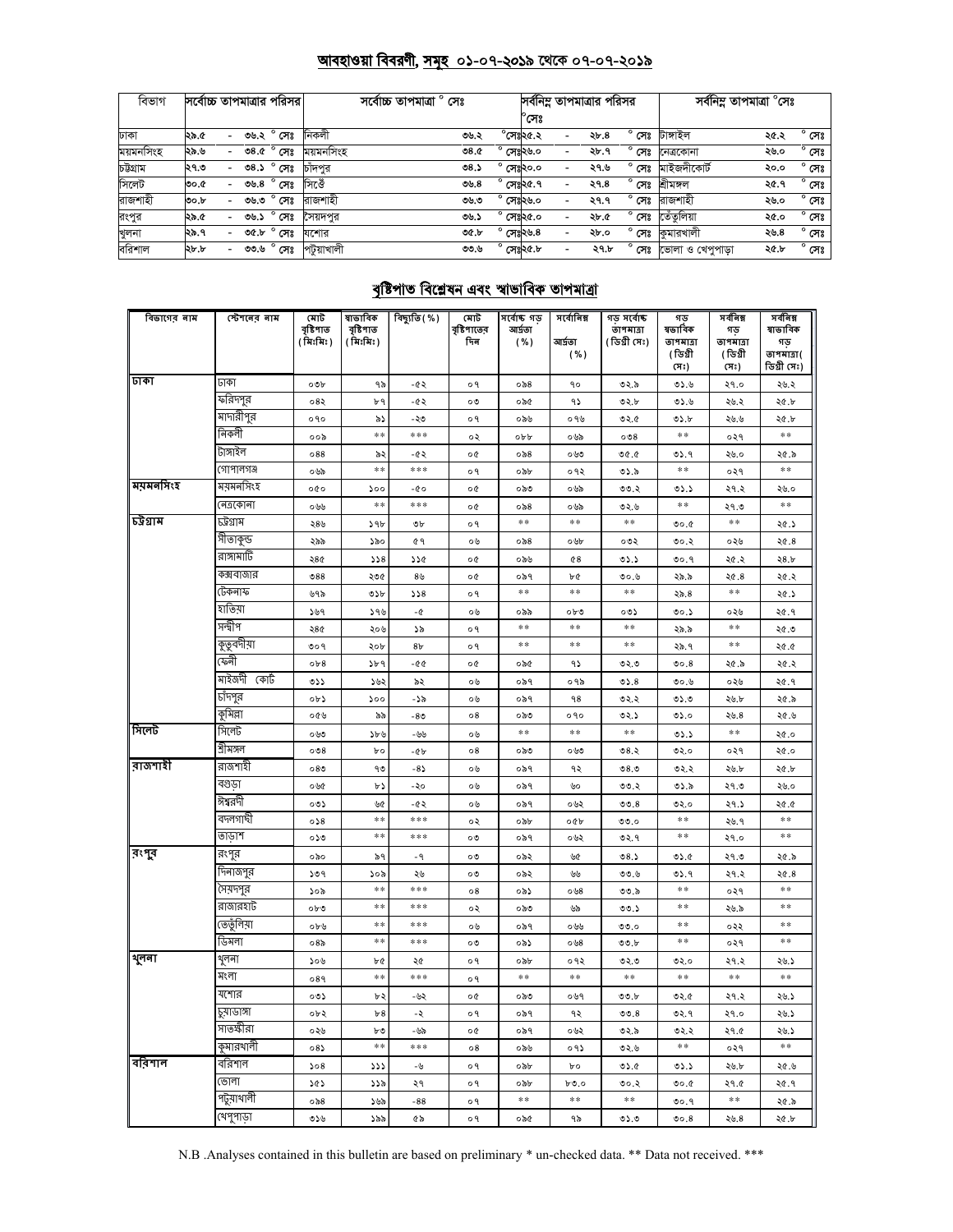## আবহাওয়া বিবরণী, সমূহ ০১-০৭-২০১৯ থেকে ০৭-০৭-২০১৯

| বিভাগ | সর্বোচ্চ তাপমাত্রার পরিসর | সর্বোচ্চ তাপমাত্রা ° সেঃ | | সর্বনিম্ন তাপমাত্রার পরিসর °সেঃ | সর্বনিম্ন তাপমাত্রা °সেঃ | |
|---|---|---|---|---|---|---|
| ঢাকা | ২৯.৫ - ৩৬.২ ° সেঃ | নিকলী | ৩৬.২ °সেঃ | ২৫.২ - ২৮.৪ ° সেঃ | টাঙ্গাইল | ২৫.২ ° সেঃ |
| ময়মনসিংহ | ২৯.৬ - ৩৪.৫ ° সেঃ | ময়মনসিংহ | ৩৪.৫ ° সেঃ | ২৬.০ - ২৮.৭ ° সেঃ | নেত্রকোনা | ২৬.০ ° সেঃ |
| চট্টগ্রাম | ২৭.৩ - ৩৪.১ ° সেঃ | চাঁদপুর | ৩৪.১ ° সেঃ | ২০.০ - ২৭.৬ ° সেঃ | মাইজদীকোর্ট | ২০.০ ° সেঃ |
| সিলেট | ৩০.৫ - ৩৬.৪ ° সেঃ | সিলেট | ৩৬.৪ ° সেঃ | ২৫.৭ - ২৭.৪ ° সেঃ | শ্রীমঙ্গল | ২৫.৭ ° সেঃ |
| রাজশাহী | ৩০.৮ - ৩৬.৩ ° সেঃ | রাজশাহী | ৩৬.৩ ° সেঃ | ২৬.০ - ২৭.৭ ° সেঃ | রাজশাহী | ২৬.০ ° সেঃ |
| রংপুর | ২৯.৫ - ৩৬.১ ° সেঃ | সৈয়দপুর | ৩৬.১ ° সেঃ | ২৫.০ - ২৮.৫ ° সেঃ | তেঁতুলিয়া | ২৫.০ ° সেঃ |
| খুলনা | ২৯.৭ - ৩৫.৮ ° সেঃ | যশোর | ৩৫.৮ ° সেঃ | ২৬.৪ - ২৮.০ ° সেঃ | কুমারখালী | ২৬.৪ ° সেঃ |
| বরিশাল | ২৮.৮ - ৩৩.৬ ° সেঃ | পটুয়াখালী | ৩৩.৬ ° সেঃ | ২৫.৮ - ২৭.৮ ° সেঃ | ভোলা ও খেপুপাড়া | ২৫.৮ ° সেঃ |

## বৃষ্টিপাত বিশ্লেষন এবং স্বাভাবিক তাপমাত্রা

| বিভাগের নাম | স্টেশনের নাম | মোট বৃষ্টিপাত (মিঃমিঃ) | স্বাভাবিক বৃষ্টিপাত (মিঃমিঃ) | বিচ্যুতি (%) | মোট বৃষ্টিপাতের দিন | সর্বোচ্চ গড় আর্দ্রতা (%) | সর্বোনিম্ন আর্দ্রতা (%) | গড় সর্বোচ্চ তাপমাত্রা (ডিগ্রী সেঃ) | গড় স্বাভাবিক তাপমাত্রা (ডিগ্রী সেঃ) | সর্বনিম্ন গড় তাপমাত্রা (ডিগ্রী সেঃ) | সর্বনিম্ন স্বাভাবিক গড় তাপমাত্রা (ডিগ্রী সেঃ) |
|---|---|---|---|---|---|---|---|---|---|---|---|
| ঢাকা | ঢাকা | ০৩৮ | ৭৯ | -৫২ | ০৭ | ০৯৪ | ৭০ | ৩২.৯ | ৩১.৬ | ২৭.০ | ২৬.২ |
| | ফরিদপুর | ০৪২ | ৮৭ | -৫২ | ০৩ | ০৯৫ | ৭১ | ৩২.৮ | ৩১.৬ | ২৬.২ | ২৫.৮ |
| | মাদারীপুর | ০৭০ | ৯১ | -২৩ | ০৭ | ০৯৬ | ০৭৬ | ৩২.৫ | ৩১.৮ | ২৬.৬ | ২৫.৮ |
| | নিকলী | ০০৯ | ** | *** | ০২ | ০৮৮ | ০৬৯ | ০৩৪ | ** | ০২৭ | ** |
| | টাঙ্গাইল | ০৪৪ | ৯২ | -৫২ | ০৫ | ০৯৪ | ০৬৩ | ৩৫.৫ | ৩১.৭ | ২৬.০ | ২৫.৯ |
| | গোপালগঞ্জ | ০৬৯ | ** | *** | ০৭ | ০৯৮ | ০৭২ | ৩১.৯ | ** | ০২৭ | ** |
| ময়মনসিংহ | ময়মনসিংহ | ০৫০ | ১০০ | -৫০ | ০৫ | ০৯৩ | ০৬৯ | ৩৩.২ | ৩১.১ | ২৭.২ | ২৬.০ |
| | নেত্রকোনা | ০৬৬ | ** | *** | ০৫ | ০৯৪ | ০৬৯ | ৩২.৬ | ** | ২৭.৩ | ** |
| চট্টগ্রাম | চট্টগ্রাম | ২৪৬ | ১৭৮ | ৩৮ | ০৭ | ** | ** | ** | ৩০.৫ | ** | ২৫.১ |
| | সীতাকুন্ড | ২৯৯ | ১৯০ | ৫৭ | ০৬ | ০৯৪ | ০৬৮ | ০৩২ | ৩০.২ | ০২৬ | ২৫.৪ |
| | রাঙ্গামাটি | ২৪৫ | ১১৪ | ১১৫ | ০৫ | ০৯৬ | ৫৪ | ৩১.১ | ৩০.৭ | ২৫.২ | ২৪.৮ |
| | কক্সবাজার | ৩৪৪ | ২৩৫ | ৪৬ | ০৫ | ০৯৭ | ৮৫ | ৩০.৬ | ২৯.৯ | ২৫.৪ | ২৫.২ |
| | টেকনাফ | ৬৭৯ | ৩১৮ | ১১৪ | ০৭ | ** | ** | ** | ২৯.৪ | ** | ২৫.১ |
| | হাতিয়া | ১৬৭ | ১৭৬ | -৫ | ০৬ | ০৯৯ | ০৮৩ | ০৩১ | ৩০.১ | ০২৬ | ২৫.৭ |
| | সন্দ্বীপ | ২৪৫ | ২০৬ | ১৯ | ০৭ | ** | ** | ** | ২৯.৯ | ** | ২৫.৩ |
| | কুতুবদীয়া | ৩০৭ | ২০৮ | ৪৮ | ০৭ | ** | ** | ** | ২৯.৭ | ** | ২৫.৫ |
| | ফেনী | ০৮৪ | ১৮৭ | -৫৫ | ০৫ | ০৯৫ | ৭১ | ৩২.৩ | ৩০.৪ | ২৫.৯ | ২৫.২ |
| | মাইজদী কোর্ট | ৩১১ | ১৬২ | ৯২ | ০৬ | ০৯৭ | ০৭৯ | ৩১.৪ | ৩০.৬ | ০২৬ | ২৫.৭ |
| | চাঁদপুর | ০৮১ | ১০০ | -১৯ | ০৬ | ০৯৭ | ৭৪ | ৩২.২ | ৩১.৩ | ২৬.৮ | ২৫.৯ |
| | কুমিল্লা | ০৫৬ | ৯৯ | -৪৩ | ০৪ | ০৯৩ | ০৭০ | ৩২.১ | ৩১.০ | ২৬.৪ | ২৫.৬ |
| সিলেট | সিলেট | ০৬৩ | ১৮৬ | -৬৬ | ০৬ | ** | ** | ** | ৩১.১ | ** | ২৫.০ |
| | শ্রীমঙ্গল | ০৩৪ | ৮০ | -৫৮ | ০৪ | ০৯৩ | ০৬৩ | ৩৪.২ | ৩২.০ | ০২৭ | ২৫.০ |
| রাজশাহী | রাজশাহী | ০৪৩ | ৭৩ | -৪১ | ০৬ | ০৯৭ | ৭২ | ৩৪.৩ | ৩২.২ | ২৬.৮ | ২৫.৮ |
| | বগুড়া | ০৬৫ | ৮১ | -২০ | ০৬ | ০৯৭ | ৬০ | ৩৩.২ | ৩১.৯ | ২৭.৩ | ২৬.০ |
| | ঈশ্বরদী | ০৩১ | ৬৫ | -৫২ | ০৬ | ০৯৭ | ০৬২ | ৩৩.৪ | ৩২.০ | ২৭.১ | ২৫.৫ |
| | বদলগাছী | ০১৪ | ** | *** | ০২ | ০৯৮ | ০৫৮ | ৩৩.০ | ** | ২৬.৭ | ** |
| | তাড়াশ | ০১৩ | ** | *** | ০৩ | ০৯৭ | ০৬২ | ৩২.৭ | ** | ২৭.০ | ** |
| রংপুর | রংপুর | ০৯০ | ৯৭ | -৭ | ০৩ | ০৯২ | ৬৫ | ৩৪.১ | ৩১.৫ | ২৭.৩ | ২৫.৯ |
| | দিনাজপুর | ১৩৭ | ১০৯ | ২৬ | ০৩ | ০৯২ | ৬৬ | ৩৩.৬ | ৩১.৭ | ২৭.২ | ২৫.৪ |
| | সৈয়দপুর | ১০৯ | ** | *** | ০৪ | ০৯১ | ০৬৪ | ৩৩.৯ | ** | ০২৭ | ** |
| | রাজারহাট | ০৮৩ | ** | *** | ০২ | ০৯৩ | ৬৯ | ৩৩.১ | ** | ২৬.৯ | ** |
| | তেতুঁলিয়া | ০৮৬ | ** | *** | ০৬ | ০৯৭ | ০৬৬ | ৩৩.০ | ** | ০২২ | ** |
| | ডিমলা | ০৪৯ | ** | *** | ০৩ | ০৯১ | ০৬৪ | ৩৩.৮ | ** | ০২৭ | ** |
| খুলনা | খুলনা | ১০৬ | ৮৫ | ২৫ | ০৭ | ০৯৮ | ০৭২ | ৩২.৩ | ৩২.০ | ২৭.২ | ২৬.১ |
| | মংলা | ০৪৭ | ** | *** | ০৭ | ** | ** | ** | ** | ** | ** |
| | যশোর | ০৩১ | ৮২ | -৬২ | ০৫ | ০৯৩ | ০৬৭ | ৩৩.৮ | ৩২.৫ | ২৭.২ | ২৬.১ |
| | চুয়াডাঙ্গা | ০৮২ | ৮৪ | -২ | ০৭ | ০৯৭ | ৭২ | ৩৩.৪ | ৩২.৭ | ২৭.০ | ২৬.১ |
| | সাতক্ষীরা | ০২৬ | ৮৩ | -৬৯ | ০৫ | ০৯৭ | ০৬২ | ৩২.৯ | ৩২.২ | ২৭.৫ | ২৬.১ |
| | কুমারখালী | ০৪১ | ** | *** | ০৪ | ০৯৬ | ০৭১ | ৩২.৬ | ** | ০২৭ | ** |
| বরিশাল | বরিশাল | ১০৪ | ১১১ | -৬ | ০৭ | ০৯৮ | ৮০ | ৩১.৫ | ৩১.১ | ২৬.৮ | ২৫.৬ |
| | ভোলা | ১৫১ | ১১৯ | ২৭ | ০৭ | ০৯৮ | ৮৩.০ | ৩০.২ | ৩০.৫ | ২৭.৫ | ২৫.৭ |
| | পটুয়াখালী | ০৯৪ | ১৬৯ | -৪৪ | ০৭ | ** | ** | ** | ৩০.৭ | ** | ২৫.৯ |
| | খেপুপাড়া | ৩১৬ | ১৯৯ | ৫৯ | ০৭ | ০৯৫ | ৭৯ | ৩১.৩ | ৩০.৪ | ২৬.৪ | ২৫.৮ |

N.B .Analyses contained in this bulletin are based on preliminary * un-checked data. ** Data not received. ***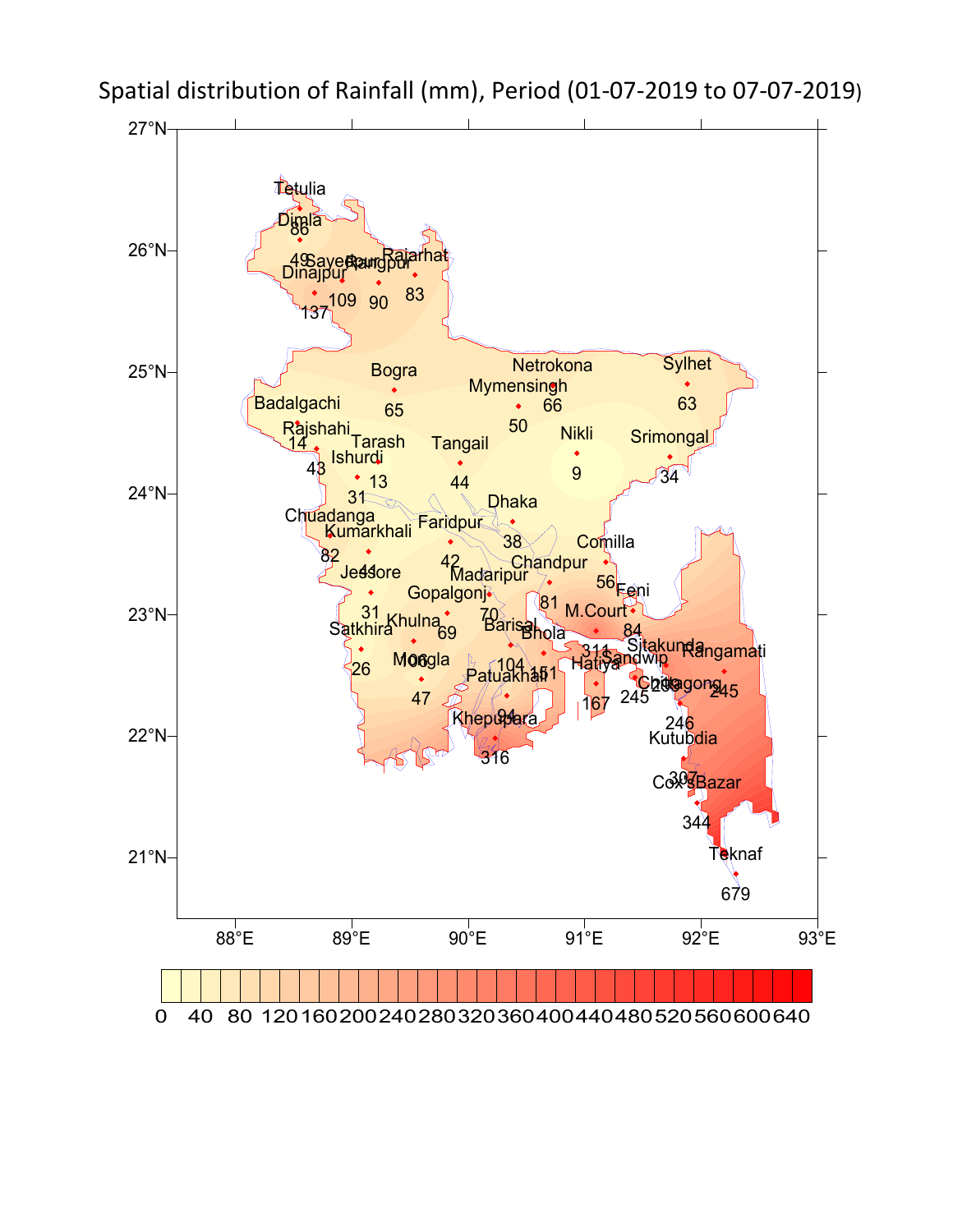Spatial distribution of Rainfall (mm), Period (01-07-2019 to 07-07-2019)

27°N
26°N
25°N
24°N
23°N
22°N
21°N

88°E 89°E 90°E 91°E 92°E 93°E

Tetulia
Dimla
86
49
Sayedpur
Rangpur
Rajarhat
Dinajpur
109
90
83
137
Bogra
65
Netrokona
Mymensingh
66
50
Sylhet
63
Badalgachi
Rajshahi
14
43
Tarash
Ishurdi
13
31
Tangail
44
Nikli
9
Srimongal
34
Dhaka
38
Chuadanga
Kumarkhali
82
44
Faridpur
42
Comilla
56
Chandpur
81
Madaripur
70
Jessore
31
Gopalgonj
69
Feni
M.Court
84
311
Satkhira
26
Khulna
106
Mongla
47
Barisal
104
Bhola
151
Sitakunda
Sandwip
Hatiya
167
Rangamati
245
Chittagong
245
209
246
Patuakhali
94
Khepupara
316
Kutubdia
307
Cox's Bazar
344
Teknaf
679

0 40 80 120 160 200 240 280 320 360 400 440 480 520 560 600 640